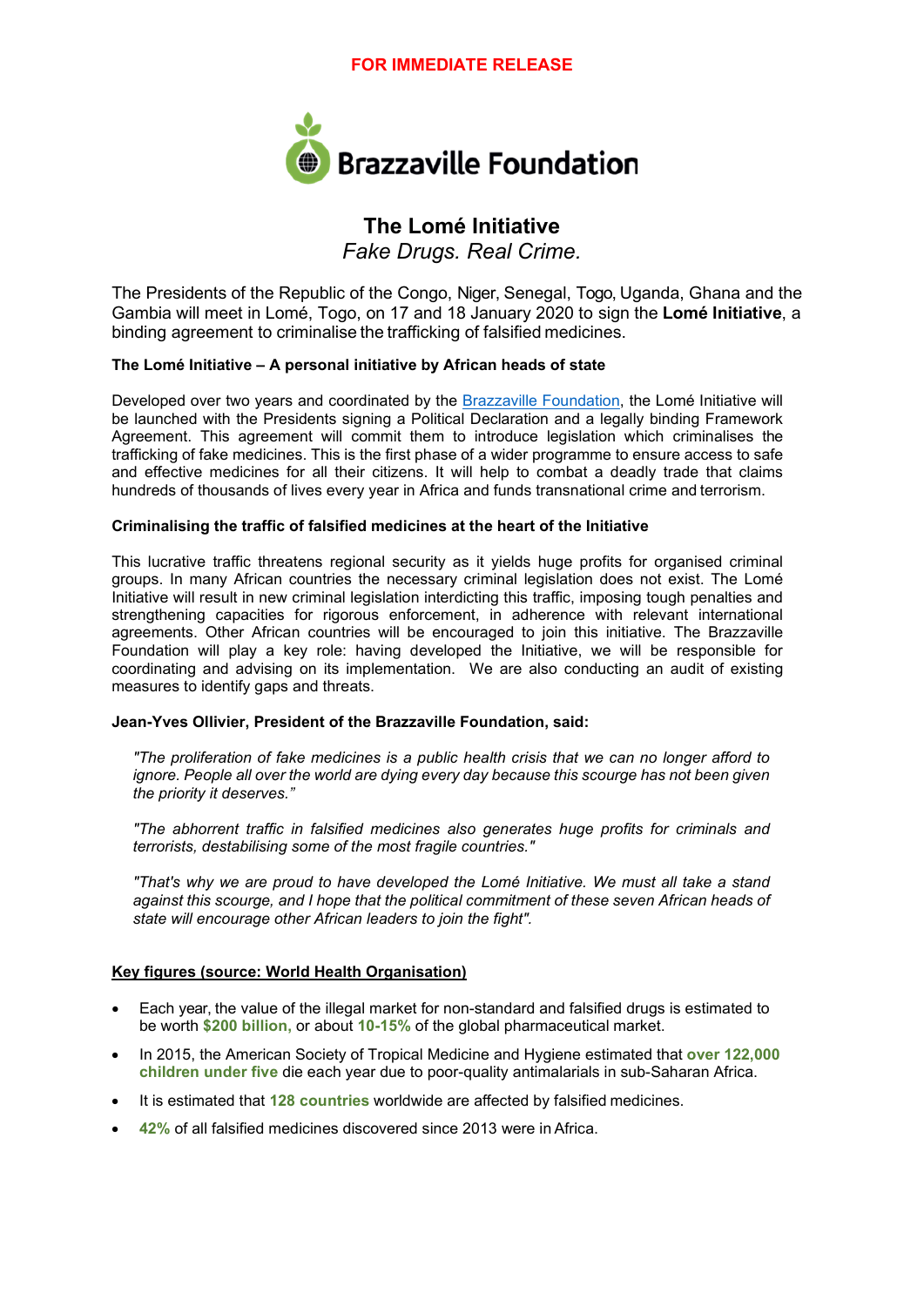**FOR IMMEDIATE RELEASE**

Brazzaville Foundation

# The Lomé Initiative

*Fake Drugs. Real Crime.*

The Presidents of the Republic of the Congo, Niger, Senegal, Togo, Uganda, Ghana and the Gambia will meet in Lomé, Togo, on 17 and 18 January 2020 to sign the **Lomé Initiative**, a binding agreement to criminalise the trafficking of falsified medicines.

**The Lomé Initiative – A personal initiative by African heads of state**

Developed over two years and coordinated by the Brazzaville Foundation, the Lomé Initiative will be launched with the Presidents signing a Political Declaration and a legally binding Framework Agreement. This agreement will commit them to introduce legislation which criminalises the trafficking of fake medicines. This is the first phase of a wider programme to ensure access to safe and effective medicines for all their citizens. It will help to combat a deadly trade that claims hundreds of thousands of lives every year in Africa and funds transnational crime and terrorism.

**Criminalising the traffic of falsified medicines at the heart of the Initiative**

This lucrative traffic threatens regional security as it yields huge profits for organised criminal groups. In many African countries the necessary criminal legislation does not exist. The Lomé Initiative will result in new criminal legislation interdicting this traffic, imposing tough penalties and strengthening capacities for rigorous enforcement, in adherence with relevant international agreements. Other African countries will be encouraged to join this initiative. The Brazzaville Foundation will play a key role: having developed the Initiative, we will be responsible for coordinating and advising on its implementation. We are also conducting an audit of existing measures to identify gaps and threats.

**Jean-Yves Ollivier, President of the Brazzaville Foundation, said:**

*"The proliferation of fake medicines is a public health crisis that we can no longer afford to ignore. People all over the world are dying every day because this scourge has not been given the priority it deserves."*

*"The abhorrent traffic in falsified medicines also generates huge profits for criminals and terrorists, destabilising some of the most fragile countries."*

*"That's why we are proud to have developed the Lomé Initiative. We must all take a stand against this scourge, and I hope that the political commitment of these seven African heads of state will encourage other African leaders to join the fight".*

**Key figures (source: World Health Organisation)**

- Each year, the value of the illegal market for non-standard and falsified drugs is estimated to be worth **$200 billion,** or about **10-15%** of the global pharmaceutical market.
- In 2015, the American Society of Tropical Medicine and Hygiene estimated that **over 122,000 children under five** die each year due to poor-quality antimalarials in sub-Saharan Africa.
- It is estimated that **128 countries** worldwide are affected by falsified medicines.
- **42%** of all falsified medicines discovered since 2013 were in Africa.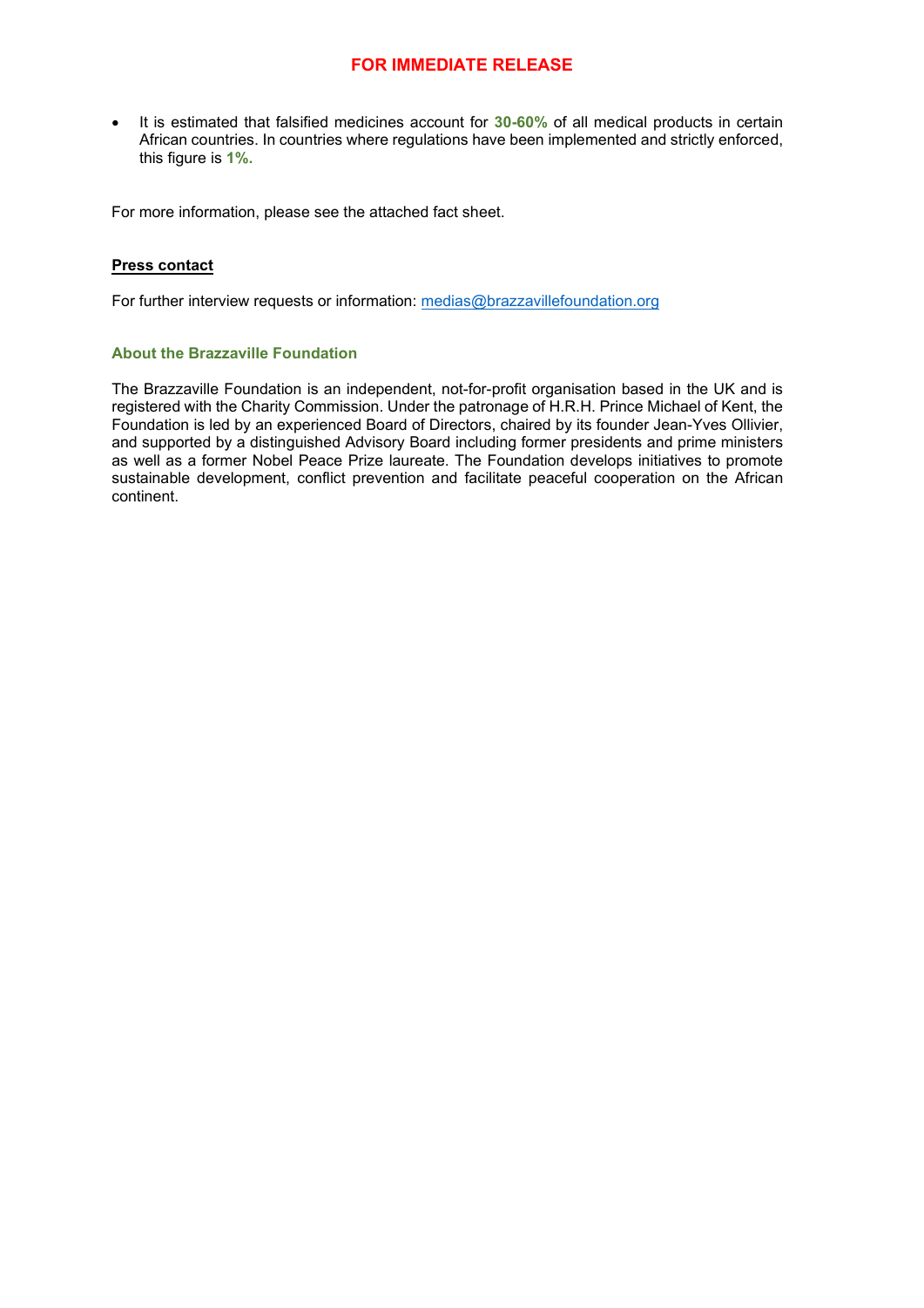**FOR IMMEDIATE RELEASE**

- It is estimated that falsified medicines account for **30-60%** of all medical products in certain African countries. In countries where regulations have been implemented and strictly enforced, this figure is **1%.**

For more information, please see the attached fact sheet.

**Press contact**

For further interview requests or information: medias@brazzavillefoundation.org

### About the Brazzaville Foundation

The Brazzaville Foundation is an independent, not-for-profit organisation based in the UK and is registered with the Charity Commission. Under the patronage of H.R.H. Prince Michael of Kent, the Foundation is led by an experienced Board of Directors, chaired by its founder Jean-Yves Ollivier, and supported by a distinguished Advisory Board including former presidents and prime ministers as well as a former Nobel Peace Prize laureate. The Foundation develops initiatives to promote sustainable development, conflict prevention and facilitate peaceful cooperation on the African continent.